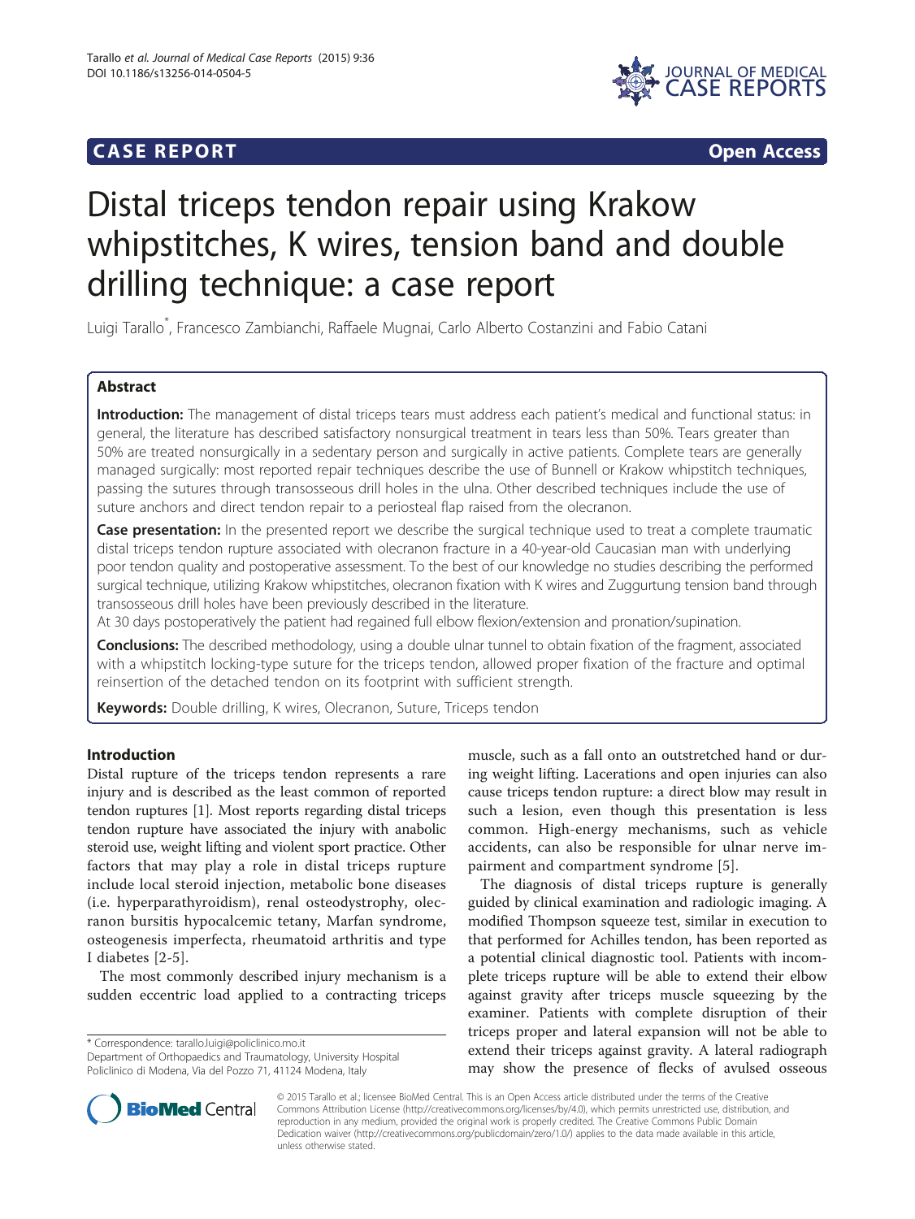# CASE REPORT

Open Access

# Distal triceps tendon repair using Krakow whipstitches, K wires, tension band and double drilling technique: a case report

Luigi Tarallo*, Francesco Zambianchi, Raffaele Mugnai, Carlo Alberto Costanzini and Fabio Catani

## Abstract

**Introduction:** The management of distal triceps tears must address each patient's medical and functional status: in general, the literature has described satisfactory nonsurgical treatment in tears less than 50%. Tears greater than 50% are treated nonsurgically in a sedentary person and surgically in active patients. Complete tears are generally managed surgically: most reported repair techniques describe the use of Bunnell or Krakow whipstitch techniques, passing the sutures through transosseous drill holes in the ulna. Other described techniques include the use of suture anchors and direct tendon repair to a periosteal flap raised from the olecranon.

**Case presentation:** In the presented report we describe the surgical technique used to treat a complete traumatic distal triceps tendon rupture associated with olecranon fracture in a 40-year-old Caucasian man with underlying poor tendon quality and postoperative assessment. To the best of our knowledge no studies describing the performed surgical technique, utilizing Krakow whipstitches, olecranon fixation with K wires and Zuggurtung tension band through transosseous drill holes have been previously described in the literature.

At 30 days postoperatively the patient had regained full elbow flexion/extension and pronation/supination.

**Conclusions:** The described methodology, using a double ulnar tunnel to obtain fixation of the fragment, associated with a whipstitch locking-type suture for the triceps tendon, allowed proper fixation of the fracture and optimal reinsertion of the detached tendon on its footprint with sufficient strength.

**Keywords:** Double drilling, K wires, Olecranon, Suture, Triceps tendon

## Introduction

Distal rupture of the triceps tendon represents a rare injury and is described as the least common of reported tendon ruptures [1]. Most reports regarding distal triceps tendon rupture have associated the injury with anabolic steroid use, weight lifting and violent sport practice. Other factors that may play a role in distal triceps rupture include local steroid injection, metabolic bone diseases (i.e. hyperparathyroidism), renal osteodystrophy, olecranon bursitis hypocalcemic tetany, Marfan syndrome, osteogenesis imperfecta, rheumatoid arthritis and type I diabetes [2-5].

The most commonly described injury mechanism is a sudden eccentric load applied to a contracting triceps muscle, such as a fall onto an outstretched hand or during weight lifting. Lacerations and open injuries can also cause triceps tendon rupture: a direct blow may result in such a lesion, even though this presentation is less common. High-energy mechanisms, such as vehicle accidents, can also be responsible for ulnar nerve impairment and compartment syndrome [5].

The diagnosis of distal triceps rupture is generally guided by clinical examination and radiologic imaging. A modified Thompson squeeze test, similar in execution to that performed for Achilles tendon, has been reported as a potential clinical diagnostic tool. Patients with incomplete triceps rupture will be able to extend their elbow against gravity after triceps muscle squeezing by the examiner. Patients with complete disruption of their triceps proper and lateral expansion will not be able to extend their triceps against gravity. A lateral radiograph may show the presence of flecks of avulsed osseous

* Correspondence: tarallo.luigi@policlinico.mo.it
Department of Orthopaedics and Traumatology, University Hospital Policlinico di Modena, Via del Pozzo 71, 41124 Modena, Italy

© 2015 Tarallo et al.; licensee BioMed Central. This is an Open Access article distributed under the terms of the Creative Commons Attribution License (http://creativecommons.org/licenses/by/4.0), which permits unrestricted use, distribution, and reproduction in any medium, provided the original work is properly credited. The Creative Commons Public Domain Dedication waiver (http://creativecommons.org/publicdomain/zero/1.0/) applies to the data made available in this article, unless otherwise stated.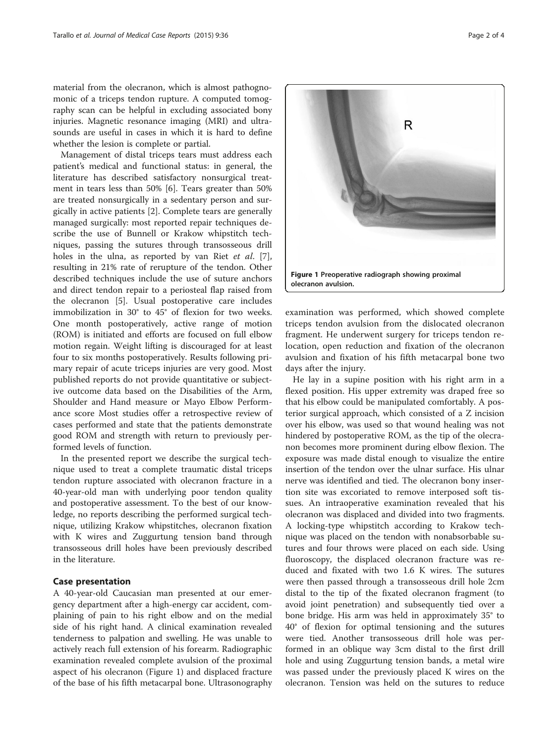material from the olecranon, which is almost pathognomonic of a triceps tendon rupture. A computed tomography scan can be helpful in excluding associated bony injuries. Magnetic resonance imaging (MRI) and ultrasounds are useful in cases in which it is hard to define whether the lesion is complete or partial.

Management of distal triceps tears must address each patient's medical and functional status: in general, the literature has described satisfactory nonsurgical treatment in tears less than 50% [6]. Tears greater than 50% are treated nonsurgically in a sedentary person and surgically in active patients [2]. Complete tears are generally managed surgically: most reported repair techniques describe the use of Bunnell or Krakow whipstitch techniques, passing the sutures through transosseous drill holes in the ulna, as reported by van Riet *et al.* [7], resulting in 21% rate of rerupture of the tendon. Other described techniques include the use of suture anchors and direct tendon repair to a periosteal flap raised from the olecranon [5]. Usual postoperative care includes immobilization in 30° to 45° of flexion for two weeks. One month postoperatively, active range of motion (ROM) is initiated and efforts are focused on full elbow motion regain. Weight lifting is discouraged for at least four to six months postoperatively. Results following primary repair of acute triceps injuries are very good. Most published reports do not provide quantitative or subjective outcome data based on the Disabilities of the Arm, Shoulder and Hand measure or Mayo Elbow Performance score Most studies offer a retrospective review of cases performed and state that the patients demonstrate good ROM and strength with return to previously performed levels of function.

In the presented report we describe the surgical technique used to treat a complete traumatic distal triceps tendon rupture associated with olecranon fracture in a 40-year-old man with underlying poor tendon quality and postoperative assessment. To the best of our knowledge, no reports describing the performed surgical technique, utilizing Krakow whipstitches, olecranon fixation with K wires and Zuggurtung tension band through transosseous drill holes have been previously described in the literature.

## Case presentation

A 40-year-old Caucasian man presented at our emergency department after a high-energy car accident, complaining of pain to his right elbow and on the medial side of his right hand. A clinical examination revealed tenderness to palpation and swelling. He was unable to actively reach full extension of his forearm. Radiographic examination revealed complete avulsion of the proximal aspect of his olecranon (Figure 1) and displaced fracture of the base of his fifth metacarpal bone. Ultrasonography examination was performed, which showed complete triceps tendon avulsion from the dislocated olecranon fragment. He underwent surgery for triceps tendon relocation, open reduction and fixation of the olecranon avulsion and fixation of his fifth metacarpal bone two days after the injury.

**Figure 1 Preoperative radiograph showing proximal olecranon avulsion.**

He lay in a supine position with his right arm in a flexed position. His upper extremity was draped free so that his elbow could be manipulated comfortably. A posterior surgical approach, which consisted of a Z incision over his elbow, was used so that wound healing was not hindered by postoperative ROM, as the tip of the olecranon becomes more prominent during elbow flexion. The exposure was made distal enough to visualize the entire insertion of the tendon over the ulnar surface. His ulnar nerve was identified and tied. The olecranon bony insertion site was excoriated to remove interposed soft tissues. An intraoperative examination revealed that his olecranon was displaced and divided into two fragments. A locking-type whipstitch according to Krakow technique was placed on the tendon with nonabsorbable sutures and four throws were placed on each side. Using fluoroscopy, the displaced olecranon fracture was reduced and fixated with two 1.6 K wires. The sutures were then passed through a transosseous drill hole 2cm distal to the tip of the fixated olecranon fragment (to avoid joint penetration) and subsequently tied over a bone bridge. His arm was held in approximately 35° to 40° of flexion for optimal tensioning and the sutures were tied. Another transosseous drill hole was performed in an oblique way 3cm distal to the first drill hole and using Zuggurtung tension bands, a metal wire was passed under the previously placed K wires on the olecranon. Tension was held on the sutures to reduce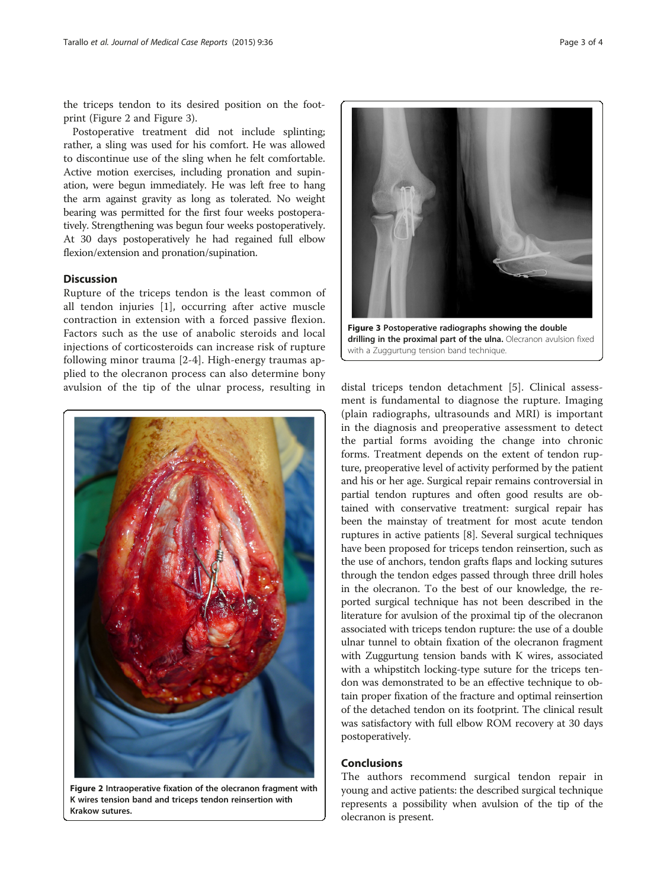the triceps tendon to its desired position on the footprint (Figure 2 and Figure 3).

Postoperative treatment did not include splinting; rather, a sling was used for his comfort. He was allowed to discontinue use of the sling when he felt comfortable. Active motion exercises, including pronation and supination, were begun immediately. He was left free to hang the arm against gravity as long as tolerated. No weight bearing was permitted for the first four weeks postoperatively. Strengthening was begun four weeks postoperatively. At 30 days postoperatively he had regained full elbow flexion/extension and pronation/supination.

## Discussion

Rupture of the triceps tendon is the least common of all tendon injuries [1], occurring after active muscle contraction in extension with a forced passive flexion. Factors such as the use of anabolic steroids and local injections of corticosteroids can increase risk of rupture following minor trauma [2-4]. High-energy traumas applied to the olecranon process can also determine bony avulsion of the tip of the ulnar process, resulting in distal triceps tendon detachment [5]. Clinical assessment is fundamental to diagnose the rupture. Imaging (plain radiographs, ultrasounds and MRI) is important in the diagnosis and preoperative assessment to detect the partial forms avoiding the change into chronic forms. Treatment depends on the extent of tendon rupture, preoperative level of activity performed by the patient and his or her age. Surgical repair remains controversial in partial tendon ruptures and often good results are obtained with conservative treatment: surgical repair has been the mainstay of treatment for most acute tendon ruptures in active patients [8]. Several surgical techniques have been proposed for triceps tendon reinsertion, such as the use of anchors, tendon grafts flaps and locking sutures through the tendon edges passed through three drill holes in the olecranon. To the best of our knowledge, the reported surgical technique has not been described in the literature for avulsion of the proximal tip of the olecranon associated with triceps tendon rupture: the use of a double ulnar tunnel to obtain fixation of the olecranon fragment with Zuggurtung tension bands with K wires, associated with a whipstitch locking-type suture for the triceps tendon was demonstrated to be an effective technique to obtain proper fixation of the fracture and optimal reinsertion of the detached tendon on its footprint. The clinical result was satisfactory with full elbow ROM recovery at 30 days postoperatively.

**Figure 2 Intraoperative fixation of the olecranon fragment with K wires tension band and triceps tendon reinsertion with Krakow sutures.**

**Figure 3 Postoperative radiographs showing the double drilling in the proximal part of the ulna.** Olecranon avulsion fixed with a Zuggurtung tension band technique.

## Conclusions

The authors recommend surgical tendon repair in young and active patients: the described surgical technique represents a possibility when avulsion of the tip of the olecranon is present.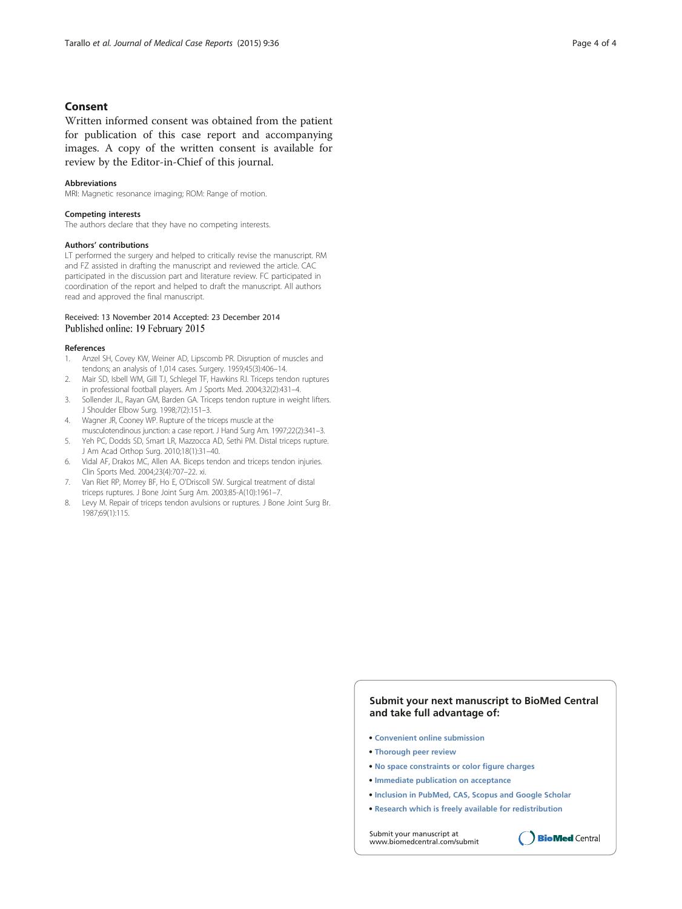## Consent

Written informed consent was obtained from the patient for publication of this case report and accompanying images. A copy of the written consent is available for review by the Editor-in-Chief of this journal.

### Abbreviations

MRI: Magnetic resonance imaging; ROM: Range of motion.

### Competing interests

The authors declare that they have no competing interests.

### Authors' contributions

LT performed the surgery and helped to critically revise the manuscript. RM and FZ assisted in drafting the manuscript and reviewed the article. CAC participated in the discussion part and literature review. FC participated in coordination of the report and helped to draft the manuscript. All authors read and approved the final manuscript.

Received: 13 November 2014 Accepted: 23 December 2014
Published online: 19 February 2015

### References

1. Anzel SH, Covey KW, Weiner AD, Lipscomb PR. Disruption of muscles and tendons; an analysis of 1,014 cases. Surgery. 1959;45(3):406–14.
2. Mair SD, Isbell WM, Gill TJ, Schlegel TF, Hawkins RJ. Triceps tendon ruptures in professional football players. Am J Sports Med. 2004;32(2):431–4.
3. Sollender JL, Rayan GM, Barden GA. Triceps tendon rupture in weight lifters. J Shoulder Elbow Surg. 1998;7(2):151–3.
4. Wagner JR, Cooney WP. Rupture of the triceps muscle at the musculotendinous junction: a case report. J Hand Surg Am. 1997;22(2):341–3.
5. Yeh PC, Dodds SD, Smart LR, Mazzocca AD, Sethi PM. Distal triceps rupture. J Am Acad Orthop Surg. 2010;18(1):31–40.
6. Vidal AF, Drakos MC, Allen AA. Biceps tendon and triceps tendon injuries. Clin Sports Med. 2004;23(4):707–22. xi.
7. Van Riet RP, Morrey BF, Ho E, O'Driscoll SW. Surgical treatment of distal triceps ruptures. J Bone Joint Surg Am. 2003;85-A(10):1961–7.
8. Levy M. Repair of triceps tendon avulsions or ruptures. J Bone Joint Surg Br. 1987;69(1):115.

**Submit your next manuscript to BioMed Central and take full advantage of:**

- Convenient online submission
- Thorough peer review
- No space constraints or color figure charges
- Immediate publication on acceptance
- Inclusion in PubMed, CAS, Scopus and Google Scholar
- Research which is freely available for redistribution

Submit your manuscript at
www.biomedcentral.com/submit

BioMed Central